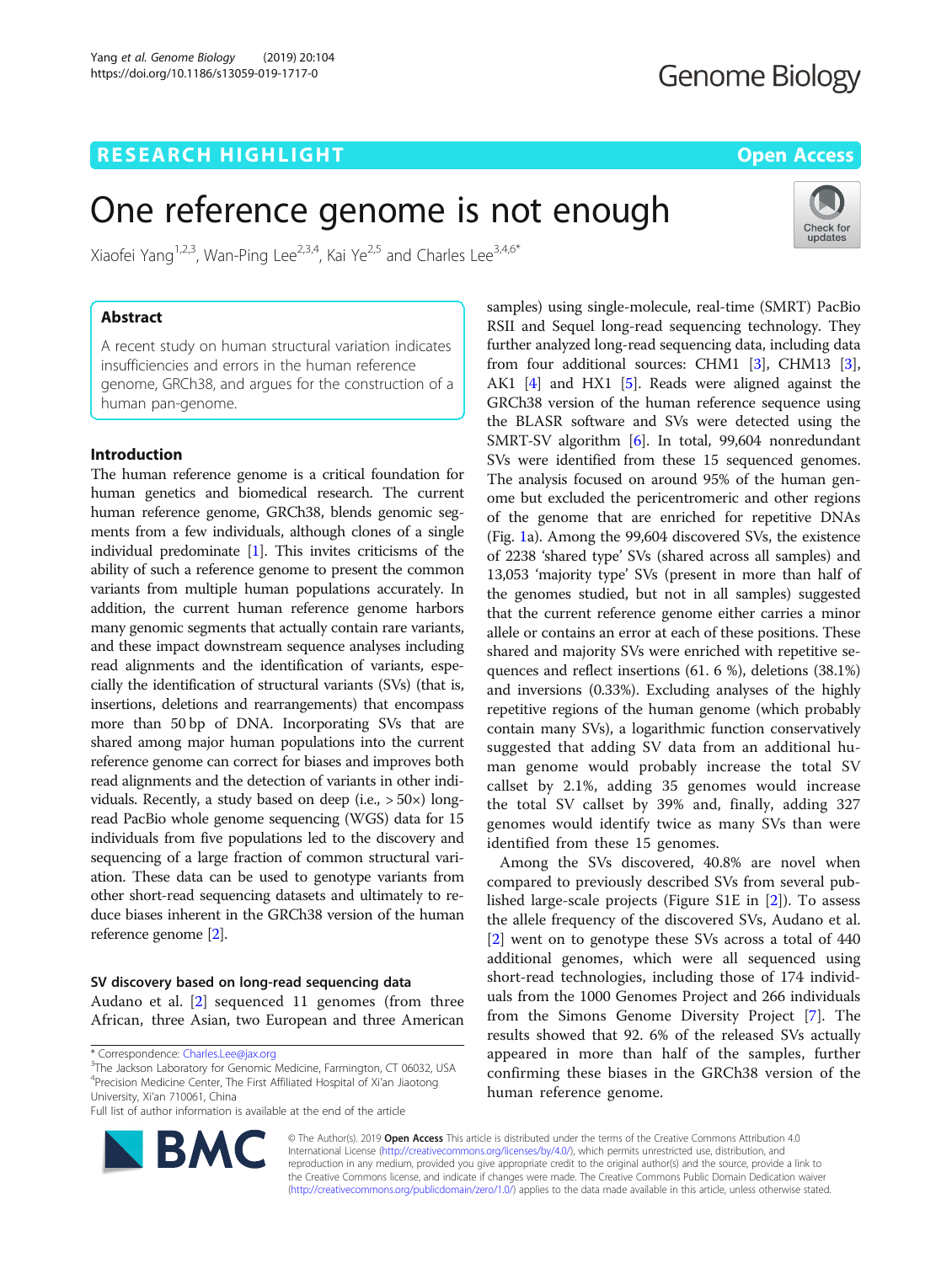## RESEARCH HIGHLIGHT

# One reference genome is not enough

Xiaofei Yang[1,2,3], Wan-Ping Lee[2,3,4], Kai Ye[2,5] and Charles Lee[3,4,6*]

### Abstract

A recent study on human structural variation indicates insufficiencies and errors in the human reference genome, GRCh38, and argues for the construction of a human pan-genome.

## Introduction

The human reference genome is a critical foundation for human genetics and biomedical research. The current human reference genome, GRCh38, blends genomic segments from a few individuals, although clones of a single individual predominate [1]. This invites criticisms of the ability of such a reference genome to present the common variants from multiple human populations accurately. In addition, the current human reference genome harbors many genomic segments that actually contain rare variants, and these impact downstream sequence analyses including read alignments and the identification of variants, especially the identification of structural variants (SVs) (that is, insertions, deletions and rearrangements) that encompass more than 50 bp of DNA. Incorporating SVs that are shared among major human populations into the current reference genome can correct for biases and improves both read alignments and the detection of variants in other individuals. Recently, a study based on deep (i.e., > 50×) long-read PacBio whole genome sequencing (WGS) data for 15 individuals from five populations led to the discovery and sequencing of a large fraction of common structural variation. These data can be used to genotype variants from other short-read sequencing datasets and ultimately to reduce biases inherent in the GRCh38 version of the human reference genome [2].

### SV discovery based on long-read sequencing data

Audano et al. [2] sequenced 11 genomes (from three African, three Asian, two European and three American samples) using single-molecule, real-time (SMRT) PacBio RSII and Sequel long-read sequencing technology. They further analyzed long-read sequencing data, including data from four additional sources: CHM1 [3], CHM13 [3], AK1 [4] and HX1 [5]. Reads were aligned against the GRCh38 version of the human reference sequence using the BLASR software and SVs were detected using the SMRT-SV algorithm [6]. In total, 99,604 nonredundant SVs were identified from these 15 sequenced genomes. The analysis focused on around 95% of the human genome but excluded the pericentromeric and other regions of the genome that are enriched for repetitive DNAs (Fig. 1a). Among the 99,604 discovered SVs, the existence of 2238 'shared type' SVs (shared across all samples) and 13,053 'majority type' SVs (present in more than half of the genomes studied, but not in all samples) suggested that the current reference genome either carries a minor allele or contains an error at each of these positions. These shared and majority SVs were enriched with repetitive sequences and reflect insertions (61. 6 %), deletions (38.1%) and inversions (0.33%). Excluding analyses of the highly repetitive regions of the human genome (which probably contain many SVs), a logarithmic function conservatively suggested that adding SV data from an additional human genome would probably increase the total SV callset by 2.1%, adding 35 genomes would increase the total SV callset by 39% and, finally, adding 327 genomes would identify twice as many SVs than were identified from these 15 genomes.

Among the SVs discovered, 40.8% are novel when compared to previously described SVs from several published large-scale projects (Figure S1E in [2]). To assess the allele frequency of the discovered SVs, Audano et al. [2] went on to genotype these SVs across a total of 440 additional genomes, which were all sequenced using short-read technologies, including those of 174 individuals from the 1000 Genomes Project and 266 individuals from the Simons Genome Diversity Project [7]. The results showed that 92. 6% of the released SVs actually appeared in more than half of the samples, further confirming these biases in the GRCh38 version of the human reference genome.

\* Correspondence: Charles.Lee@jax.org
[3]The Jackson Laboratory for Genomic Medicine, Farmington, CT 06032, USA
[4]Precision Medicine Center, The First Affiliated Hospital of Xi'an Jiaotong University, Xi'an 710061, China
Full list of author information is available at the end of the article

© The Author(s). 2019 **Open Access** This article is distributed under the terms of the Creative Commons Attribution 4.0 International License (http://creativecommons.org/licenses/by/4.0/), which permits unrestricted use, distribution, and reproduction in any medium, provided you give appropriate credit to the original author(s) and the source, provide a link to the Creative Commons license, and indicate if changes were made. The Creative Commons Public Domain Dedication waiver (http://creativecommons.org/publicdomain/zero/1.0/) applies to the data made available in this article, unless otherwise stated.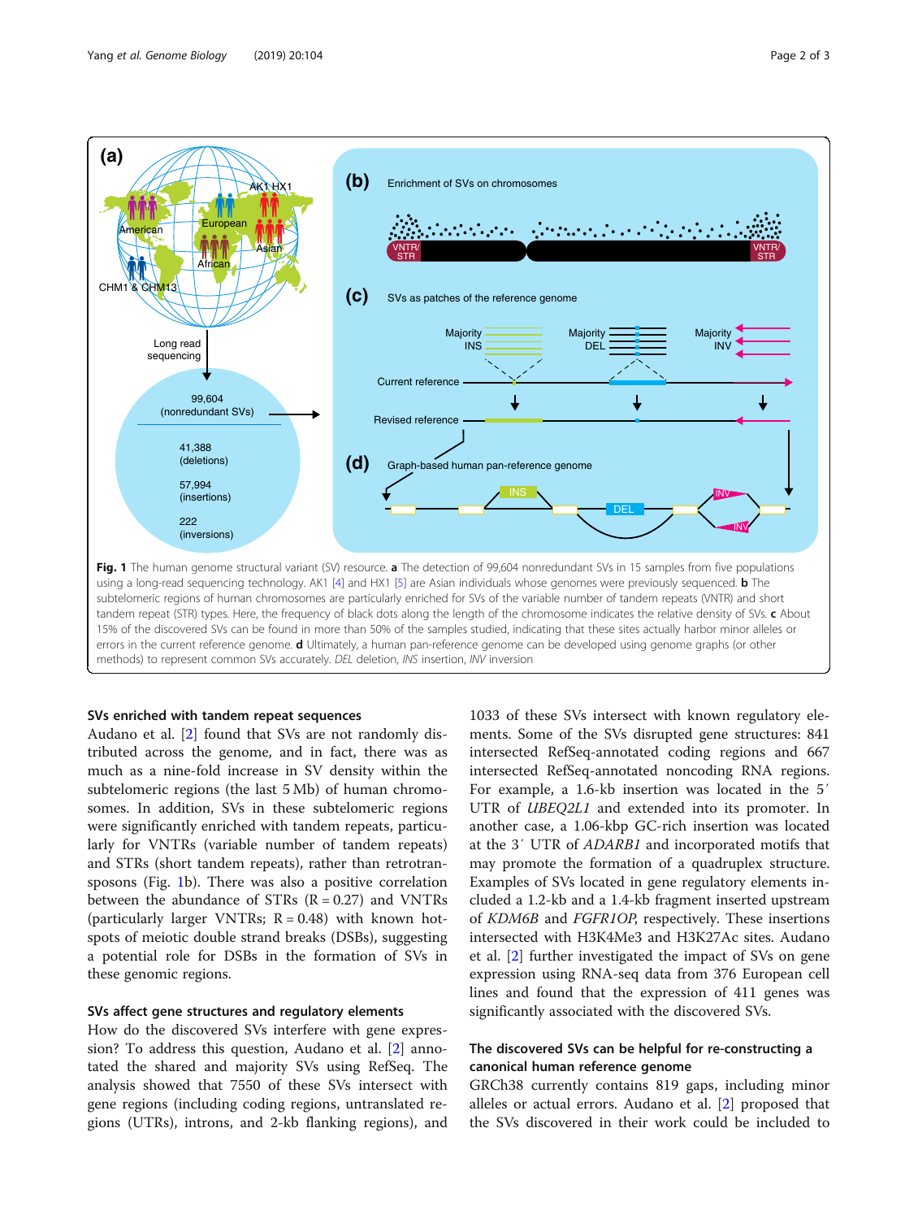**Fig. 1** The human genome structural variant (SV) resource. **a** The detection of 99,604 nonredundant SVs in 15 samples from five populations using a long-read sequencing technology. AK1 [4] and HX1 [5] are Asian individuals whose genomes were previously sequenced. **b** The subtelomeric regions of human chromosomes are particularly enriched for SVs of the variable number of tandem repeats (VNTR) and short tandem repeat (STR) types. Here, the frequency of black dots along the length of the chromosome indicates the relative density of SVs. **c** About 15% of the discovered SVs can be found in more than 50% of the samples studied, indicating that these sites actually harbor minor alleles or errors in the current reference genome. **d** Ultimately, a human pan-reference genome can be developed using genome graphs (or other methods) to represent common SVs accurately. *DEL* deletion, *INS* insertion, *INV* inversion

### SVs enriched with tandem repeat sequences

Audano et al. [2] found that SVs are not randomly distributed across the genome, and in fact, there was as much as a nine-fold increase in SV density within the subtelomeric regions (the last 5 Mb) of human chromosomes. In addition, SVs in these subtelomeric regions were significantly enriched with tandem repeats, particularly for VNTRs (variable number of tandem repeats) and STRs (short tandem repeats), rather than retrotransposons (Fig. 1b). There was also a positive correlation between the abundance of STRs ($R = 0.27$) and VNTRs (particularly larger VNTRs; $R = 0.48$) with known hotspots of meiotic double strand breaks (DSBs), suggesting a potential role for DSBs in the formation of SVs in these genomic regions.

### SVs affect gene structures and regulatory elements

How do the discovered SVs interfere with gene expression? To address this question, Audano et al. [2] annotated the shared and majority SVs using RefSeq. The analysis showed that 7550 of these SVs intersect with gene regions (including coding regions, untranslated regions (UTRs), introns, and 2-kb flanking regions), and 1033 of these SVs intersect with known regulatory elements. Some of the SVs disrupted gene structures: 841 intersected RefSeq-annotated coding regions and 667 intersected RefSeq-annotated noncoding RNA regions. For example, a 1.6-kb insertion was located in the 5′ UTR of *UBEQ2L1* and extended into its promoter. In another case, a 1.06-kbp GC-rich insertion was located at the 3′ UTR of *ADARB1* and incorporated motifs that may promote the formation of a quadruplex structure. Examples of SVs located in gene regulatory elements included a 1.2-kb and a 1.4-kb fragment inserted upstream of *KDM6B* and *FGFR1OP*, respectively. These insertions intersected with H3K4Me3 and H3K27Ac sites. Audano et al. [2] further investigated the impact of SVs on gene expression using RNA-seq data from 376 European cell lines and found that the expression of 411 genes was significantly associated with the discovered SVs.

### The discovered SVs can be helpful for re-constructing a canonical human reference genome

GRCh38 currently contains 819 gaps, including minor alleles or actual errors. Audano et al. [2] proposed that the SVs discovered in their work could be included to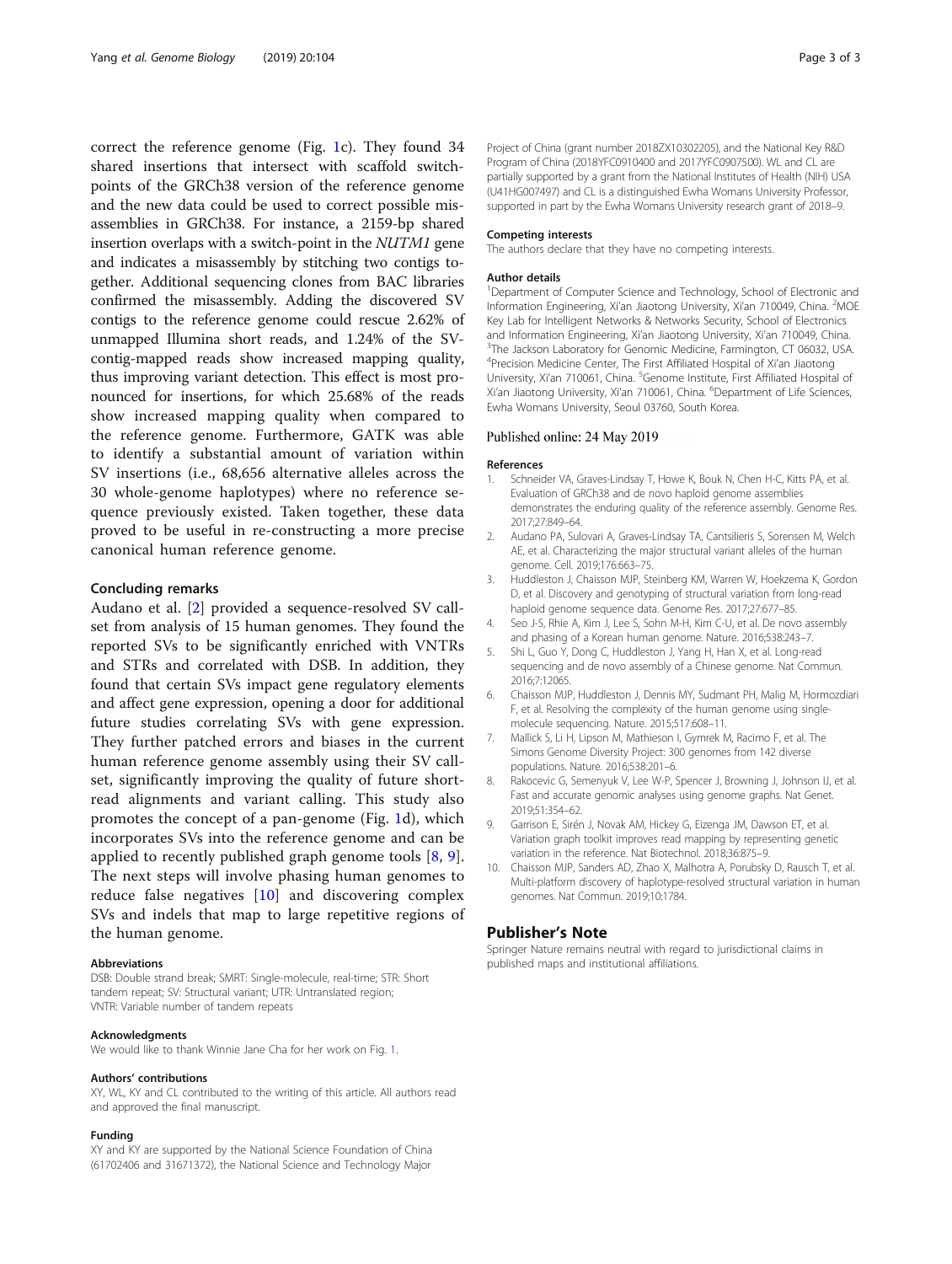correct the reference genome (Fig. 1c). They found 34 shared insertions that intersect with scaffold switch-points of the GRCh38 version of the reference genome and the new data could be used to correct possible mis-assemblies in GRCh38. For instance, a 2159-bp shared insertion overlaps with a switch-point in the *NUTM1* gene and indicates a misassembly by stitching two contigs together. Additional sequencing clones from BAC libraries confirmed the misassembly. Adding the discovered SV contigs to the reference genome could rescue 2.62% of unmapped Illumina short reads, and 1.24% of the SV-contig-mapped reads show increased mapping quality, thus improving variant detection. This effect is most pronounced for insertions, for which 25.68% of the reads show increased mapping quality when compared to the reference genome. Furthermore, GATK was able to identify a substantial amount of variation within SV insertions (i.e., 68,656 alternative alleles across the 30 whole-genome haplotypes) where no reference sequence previously existed. Taken together, these data proved to be useful in re-constructing a more precise canonical human reference genome.

## Concluding remarks

Audano et al. [2] provided a sequence-resolved SV callset from analysis of 15 human genomes. They found the reported SVs to be significantly enriched with VNTRs and STRs and correlated with DSB. In addition, they found that certain SVs impact gene regulatory elements and affect gene expression, opening a door for additional future studies correlating SVs with gene expression. They further patched errors and biases in the current human reference genome assembly using their SV callset, significantly improving the quality of future short-read alignments and variant calling. This study also promotes the concept of a pan-genome (Fig. 1d), which incorporates SVs into the reference genome and can be applied to recently published graph genome tools [8, 9]. The next steps will involve phasing human genomes to reduce false negatives [10] and discovering complex SVs and indels that map to large repetitive regions of the human genome.

### Abbreviations

DSB: Double strand break; SMRT: Single-molecule, real-time; STR: Short tandem repeat; SV: Structural variant; UTR: Untranslated region; VNTR: Variable number of tandem repeats

### Acknowledgments

We would like to thank Winnie Jane Cha for her work on Fig. 1.

### Authors' contributions

XY, WL, KY and CL contributed to the writing of this article. All authors read and approved the final manuscript.

### Funding

XY and KY are supported by the National Science Foundation of China (61702406 and 31671372), the National Science and Technology Major Project of China (grant number 2018ZX10302205), and the National Key R&D Program of China (2018YFC0910400 and 2017YFC0907500). WL and CL are partially supported by a grant from the National Institutes of Health (NIH) USA (U41HG007497) and CL is a distinguished Ewha Womans University Professor, supported in part by the Ewha Womans University research grant of 2018–9.

### Competing interests

The authors declare that they have no competing interests.

### Author details

[1]Department of Computer Science and Technology, School of Electronic and Information Engineering, Xi'an Jiaotong University, Xi'an 710049, China. [2]MOE Key Lab for Intelligent Networks & Networks Security, School of Electronics and Information Engineering, Xi'an Jiaotong University, Xi'an 710049, China. [3]The Jackson Laboratory for Genomic Medicine, Farmington, CT 06032, USA. [4]Precision Medicine Center, The First Affiliated Hospital of Xi'an Jiaotong University, Xi'an 710061, China. [5]Genome Institute, First Affiliated Hospital of Xi'an Jiaotong University, Xi'an 710061, China. [6]Department of Life Sciences, Ewha Womans University, Seoul 03760, South Korea.

Published online: 24 May 2019

### References

1. Schneider VA, Graves-Lindsay T, Howe K, Bouk N, Chen H-C, Kitts PA, et al. Evaluation of GRCh38 and de novo haploid genome assemblies demonstrates the enduring quality of the reference assembly. Genome Res. 2017;27:849–64.
2. Audano PA, Sulovari A, Graves-Lindsay TA, Cantsilieris S, Sorensen M, Welch AE, et al. Characterizing the major structural variant alleles of the human genome. Cell. 2019;176:663–75.
3. Huddleston J, Chaisson MJP, Steinberg KM, Warren W, Hoekzema K, Gordon D, et al. Discovery and genotyping of structural variation from long-read haploid genome sequence data. Genome Res. 2017;27:677–85.
4. Seo J-S, Rhie A, Kim J, Lee S, Sohn M-H, Kim C-U, et al. De novo assembly and phasing of a Korean human genome. Nature. 2016;538:243–7.
5. Shi L, Guo Y, Dong C, Huddleston J, Yang H, Han X, et al. Long-read sequencing and de novo assembly of a Chinese genome. Nat Commun. 2016;7:12065.
6. Chaisson MJP, Huddleston J, Dennis MY, Sudmant PH, Malig M, Hormozdiari F, et al. Resolving the complexity of the human genome using single-molecule sequencing. Nature. 2015;517:608–11.
7. Mallick S, Li H, Lipson M, Mathieson I, Gymrek M, Racimo F, et al. The Simons Genome Diversity Project: 300 genomes from 142 diverse populations. Nature. 2016;538:201–6.
8. Rakocevic G, Semenyuk V, Lee W-P, Spencer J, Browning J, Johnson IJ, et al. Fast and accurate genomic analyses using genome graphs. Nat Genet. 2019;51:354–62.
9. Garrison E, Sirén J, Novak AM, Hickey G, Eizenga JM, Dawson ET, et al. Variation graph toolkit improves read mapping by representing genetic variation in the reference. Nat Biotechnol. 2018;36:875–9.
10. Chaisson MJP, Sanders AD, Zhao X, Malhotra A, Porubsky D, Rausch T, et al. Multi-platform discovery of haplotype-resolved structural variation in human genomes. Nat Commun. 2019;10:1784.

## Publisher's Note

Springer Nature remains neutral with regard to jurisdictional claims in published maps and institutional affiliations.